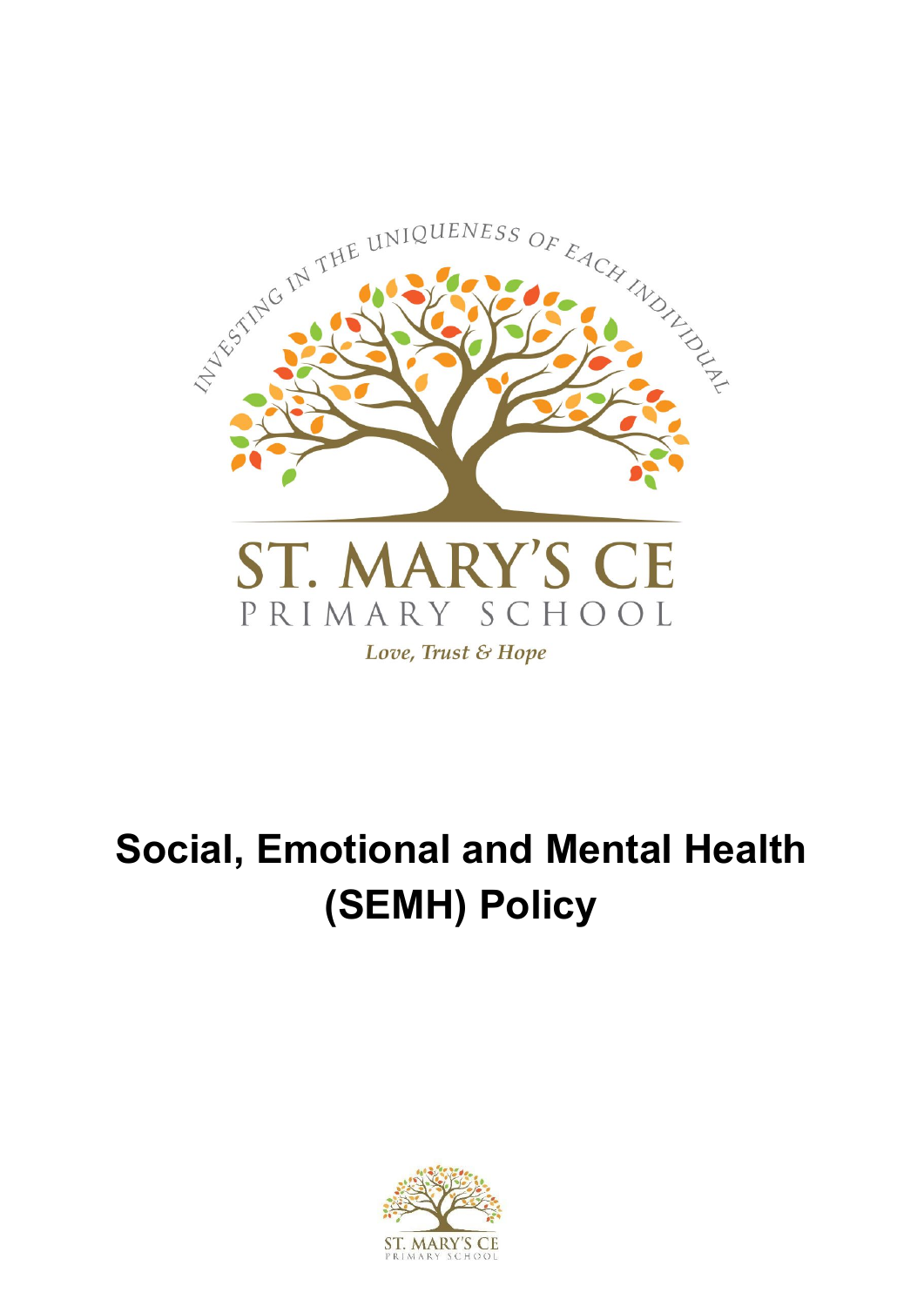INVESTING IN THE UNIQUENESS OF EACH INDIVIDUAL

ST. MARY'S CE

PRIMARY SCHOOL

*Love, Trust & Hope*

# Social, Emotional and Mental Health (SEMH) Policy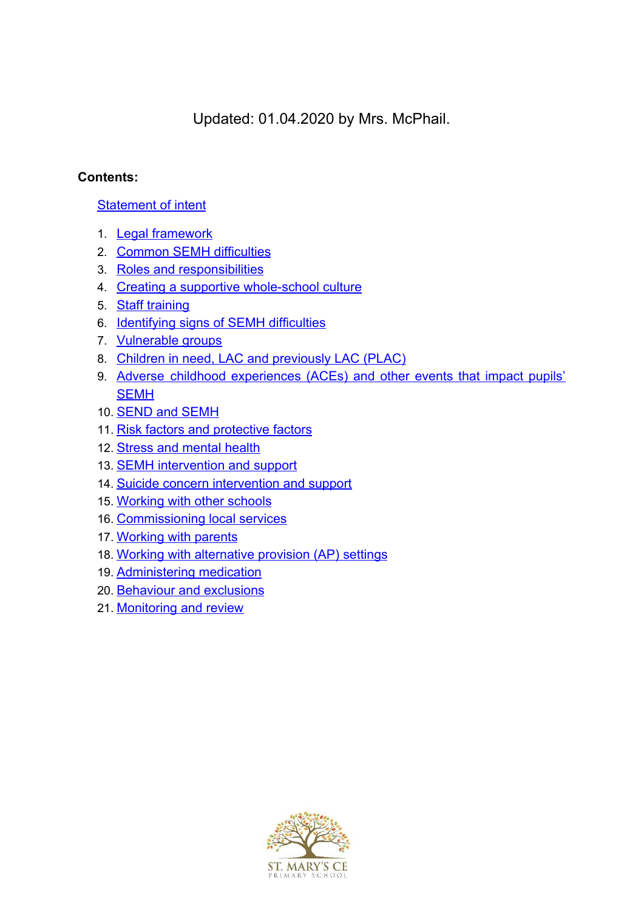Updated: 01.04.2020 by Mrs. McPhail.

**Contents:**

Statement of intent

1. Legal framework
2. Common SEMH difficulties
3. Roles and responsibilities
4. Creating a supportive whole-school culture
5. Staff training
6. Identifying signs of SEMH difficulties
7. Vulnerable groups
8. Children in need, LAC and previously LAC (PLAC)
9. Adverse childhood experiences (ACEs) and other events that impact pupils' SEMH
10. SEND and SEMH
11. Risk factors and protective factors
12. Stress and mental health
13. SEMH intervention and support
14. Suicide concern intervention and support
15. Working with other schools
16. Commissioning local services
17. Working with parents
18. Working with alternative provision (AP) settings
19. Administering medication
20. Behaviour and exclusions
21. Monitoring and review

ST. MARY'S CE PRIMARY SCHOOL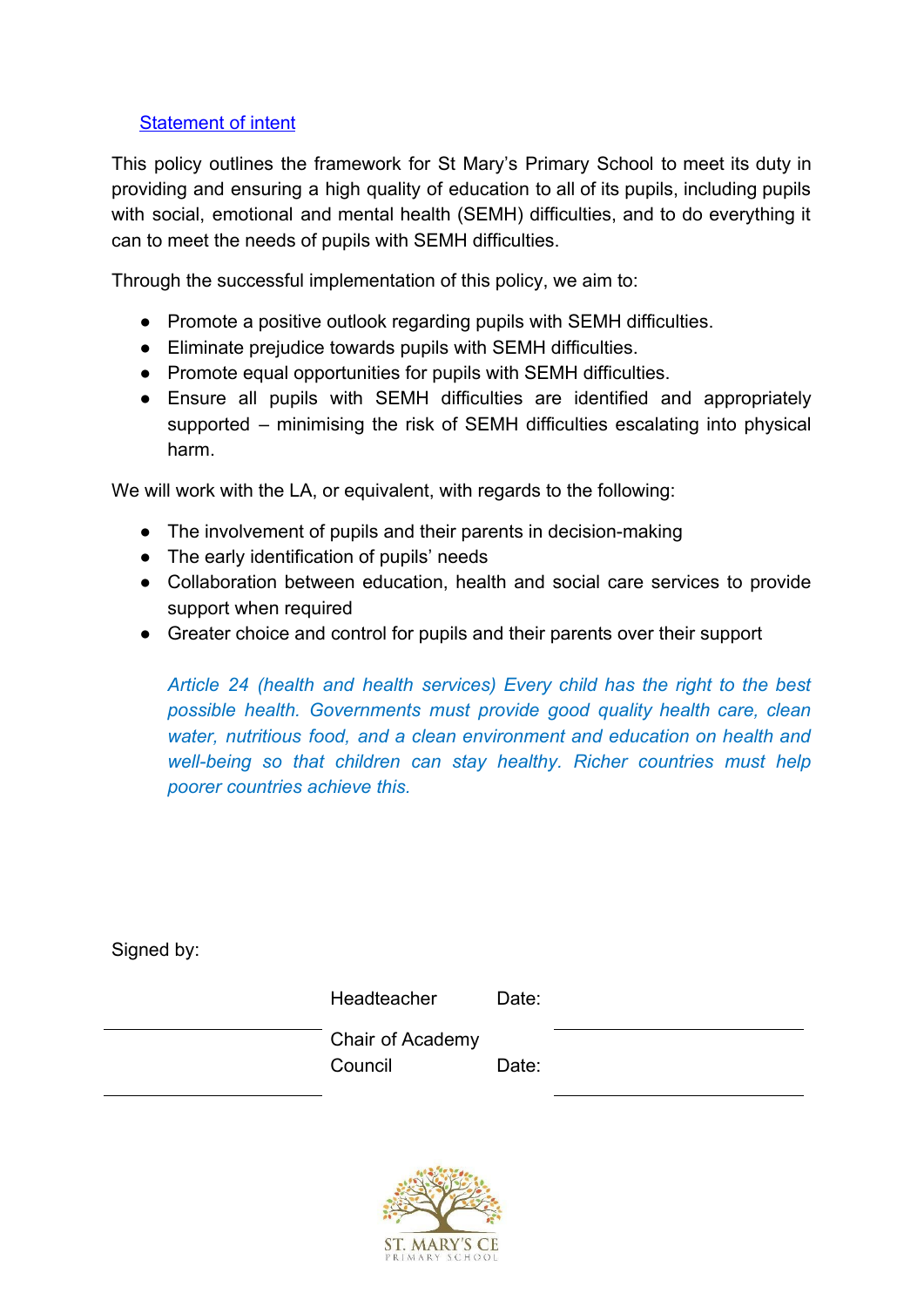## Statement of intent

This policy outlines the framework for St Mary's Primary School to meet its duty in providing and ensuring a high quality of education to all of its pupils, including pupils with social, emotional and mental health (SEMH) difficulties, and to do everything it can to meet the needs of pupils with SEMH difficulties.

Through the successful implementation of this policy, we aim to:

- Promote a positive outlook regarding pupils with SEMH difficulties.
- Eliminate prejudice towards pupils with SEMH difficulties.
- Promote equal opportunities for pupils with SEMH difficulties.
- Ensure all pupils with SEMH difficulties are identified and appropriately supported – minimising the risk of SEMH difficulties escalating into physical harm.

We will work with the LA, or equivalent, with regards to the following:

- The involvement of pupils and their parents in decision-making
- The early identification of pupils' needs
- Collaboration between education, health and social care services to provide support when required
- Greater choice and control for pupils and their parents over their support

*Article 24 (health and health services) Every child has the right to the best possible health. Governments must provide good quality health care, clean water, nutritious food, and a clean environment and education on health and well-being so that children can stay healthy. Richer countries must help poorer countries achieve this.*

Signed by:

| | | | |
|---|---|---|---|
| ______________________ | Headteacher | Date: | ______________________ |
| ______________________ | Chair of Academy Council | Date: | ______________________ |

ST. MARY'S CE PRIMARY SCHOOL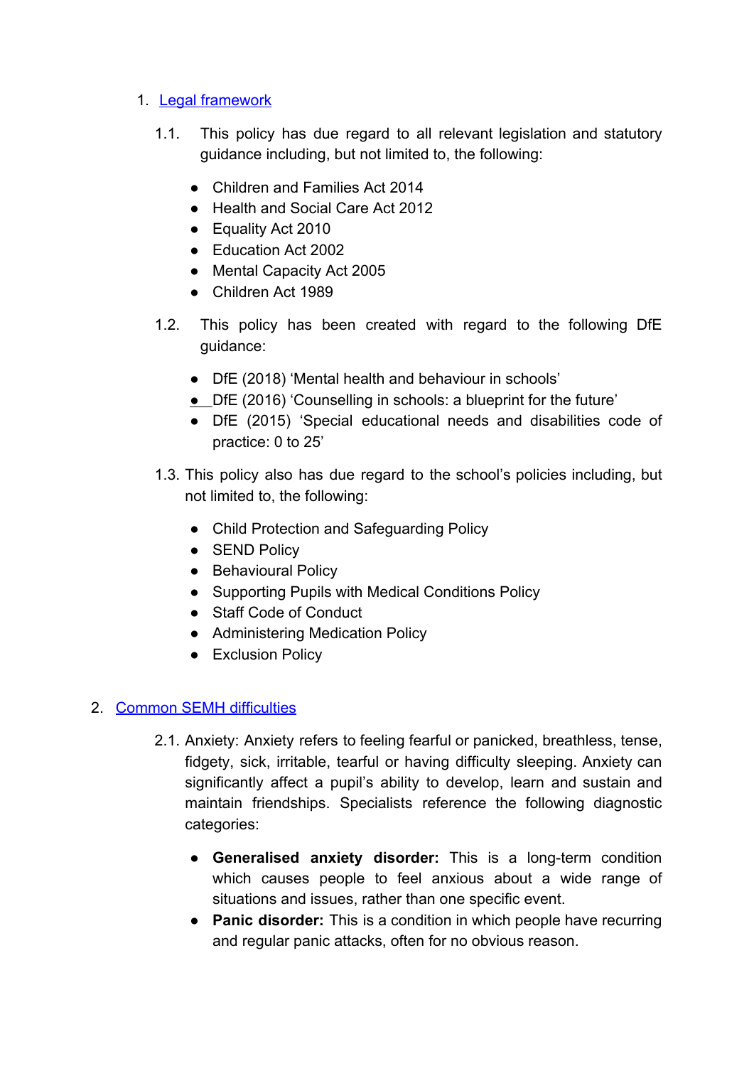## 1. Legal framework

1.1. This policy has due regard to all relevant legislation and statutory guidance including, but not limited to, the following:

- Children and Families Act 2014
- Health and Social Care Act 2012
- Equality Act 2010
- Education Act 2002
- Mental Capacity Act 2005
- Children Act 1989

1.2. This policy has been created with regard to the following DfE guidance:

- DfE (2018) 'Mental health and behaviour in schools'
- DfE (2016) 'Counselling in schools: a blueprint for the future'
- DfE (2015) 'Special educational needs and disabilities code of practice: 0 to 25'

1.3. This policy also has due regard to the school's policies including, but not limited to, the following:

- Child Protection and Safeguarding Policy
- SEND Policy
- Behavioural Policy
- Supporting Pupils with Medical Conditions Policy
- Staff Code of Conduct
- Administering Medication Policy
- Exclusion Policy

## 2. Common SEMH difficulties

2.1. Anxiety: Anxiety refers to feeling fearful or panicked, breathless, tense, fidgety, sick, irritable, tearful or having difficulty sleeping. Anxiety can significantly affect a pupil's ability to develop, learn and sustain and maintain friendships. Specialists reference the following diagnostic categories:

- **Generalised anxiety disorder:** This is a long-term condition which causes people to feel anxious about a wide range of situations and issues, rather than one specific event.
- **Panic disorder:** This is a condition in which people have recurring and regular panic attacks, often for no obvious reason.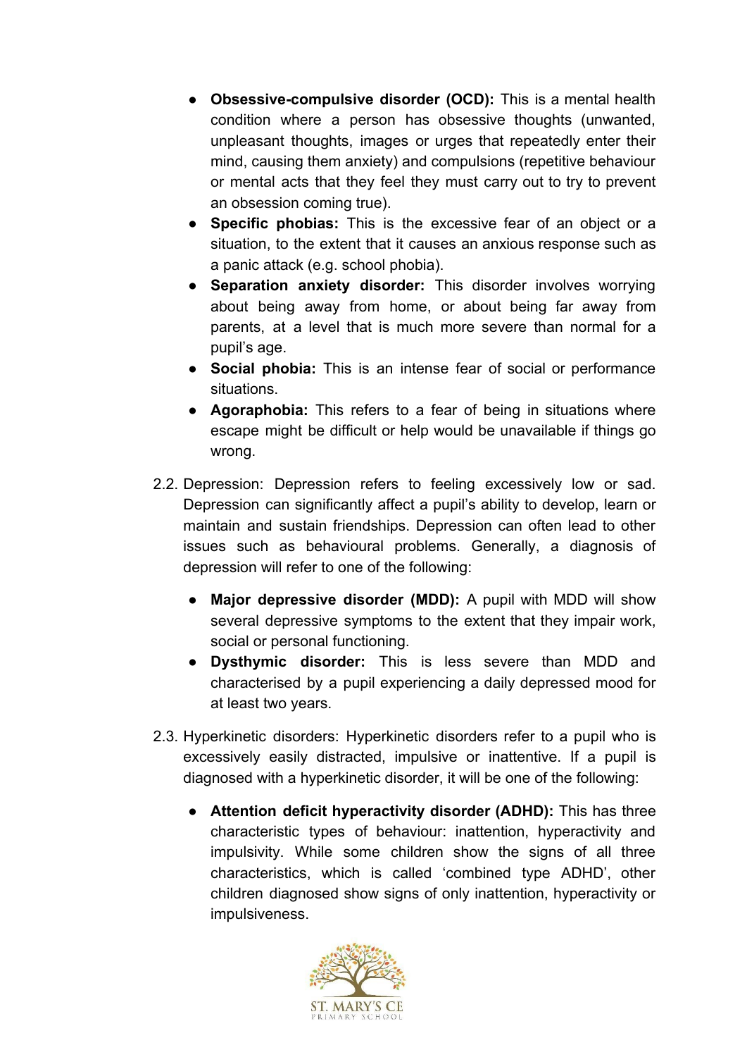- **Obsessive-compulsive disorder (OCD):** This is a mental health condition where a person has obsessive thoughts (unwanted, unpleasant thoughts, images or urges that repeatedly enter their mind, causing them anxiety) and compulsions (repetitive behaviour or mental acts that they feel they must carry out to try to prevent an obsession coming true).
- **Specific phobias:** This is the excessive fear of an object or a situation, to the extent that it causes an anxious response such as a panic attack (e.g. school phobia).
- **Separation anxiety disorder:** This disorder involves worrying about being away from home, or about being far away from parents, at a level that is much more severe than normal for a pupil's age.
- **Social phobia:** This is an intense fear of social or performance situations.
- **Agoraphobia:** This refers to a fear of being in situations where escape might be difficult or help would be unavailable if things go wrong.

2.2. Depression: Depression refers to feeling excessively low or sad. Depression can significantly affect a pupil's ability to develop, learn or maintain and sustain friendships. Depression can often lead to other issues such as behavioural problems. Generally, a diagnosis of depression will refer to one of the following:

- **Major depressive disorder (MDD):** A pupil with MDD will show several depressive symptoms to the extent that they impair work, social or personal functioning.
- **Dysthymic disorder:** This is less severe than MDD and characterised by a pupil experiencing a daily depressed mood for at least two years.

2.3. Hyperkinetic disorders: Hyperkinetic disorders refer to a pupil who is excessively easily distracted, impulsive or inattentive. If a pupil is diagnosed with a hyperkinetic disorder, it will be one of the following:

- **Attention deficit hyperactivity disorder (ADHD):** This has three characteristic types of behaviour: inattention, hyperactivity and impulsivity. While some children show the signs of all three characteristics, which is called 'combined type ADHD', other children diagnosed show signs of only inattention, hyperactivity or impulsiveness.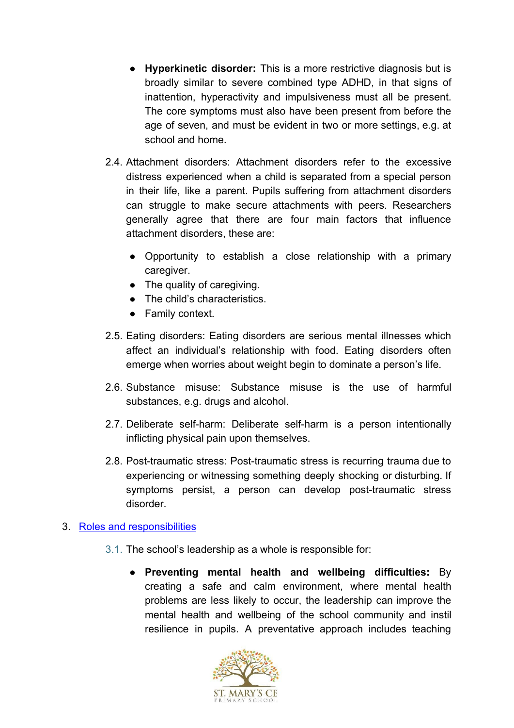- **Hyperkinetic disorder:** This is a more restrictive diagnosis but is broadly similar to severe combined type ADHD, in that signs of inattention, hyperactivity and impulsiveness must all be present. The core symptoms must also have been present from before the age of seven, and must be evident in two or more settings, e.g. at school and home.

2.4. Attachment disorders: Attachment disorders refer to the excessive distress experienced when a child is separated from a special person in their life, like a parent. Pupils suffering from attachment disorders can struggle to make secure attachments with peers. Researchers generally agree that there are four main factors that influence attachment disorders, these are:

- Opportunity to establish a close relationship with a primary caregiver.
- The quality of caregiving.
- The child's characteristics.
- Family context.

2.5. Eating disorders: Eating disorders are serious mental illnesses which affect an individual's relationship with food. Eating disorders often emerge when worries about weight begin to dominate a person's life.

2.6. Substance misuse: Substance misuse is the use of harmful substances, e.g. drugs and alcohol.

2.7. Deliberate self-harm: Deliberate self-harm is a person intentionally inflicting physical pain upon themselves.

2.8. Post-traumatic stress: Post-traumatic stress is recurring trauma due to experiencing or witnessing something deeply shocking or disturbing. If symptoms persist, a person can develop post-traumatic stress disorder.

## 3. Roles and responsibilities

3.1. The school's leadership as a whole is responsible for:

- **Preventing mental health and wellbeing difficulties:** By creating a safe and calm environment, where mental health problems are less likely to occur, the leadership can improve the mental health and wellbeing of the school community and instil resilience in pupils. A preventative approach includes teaching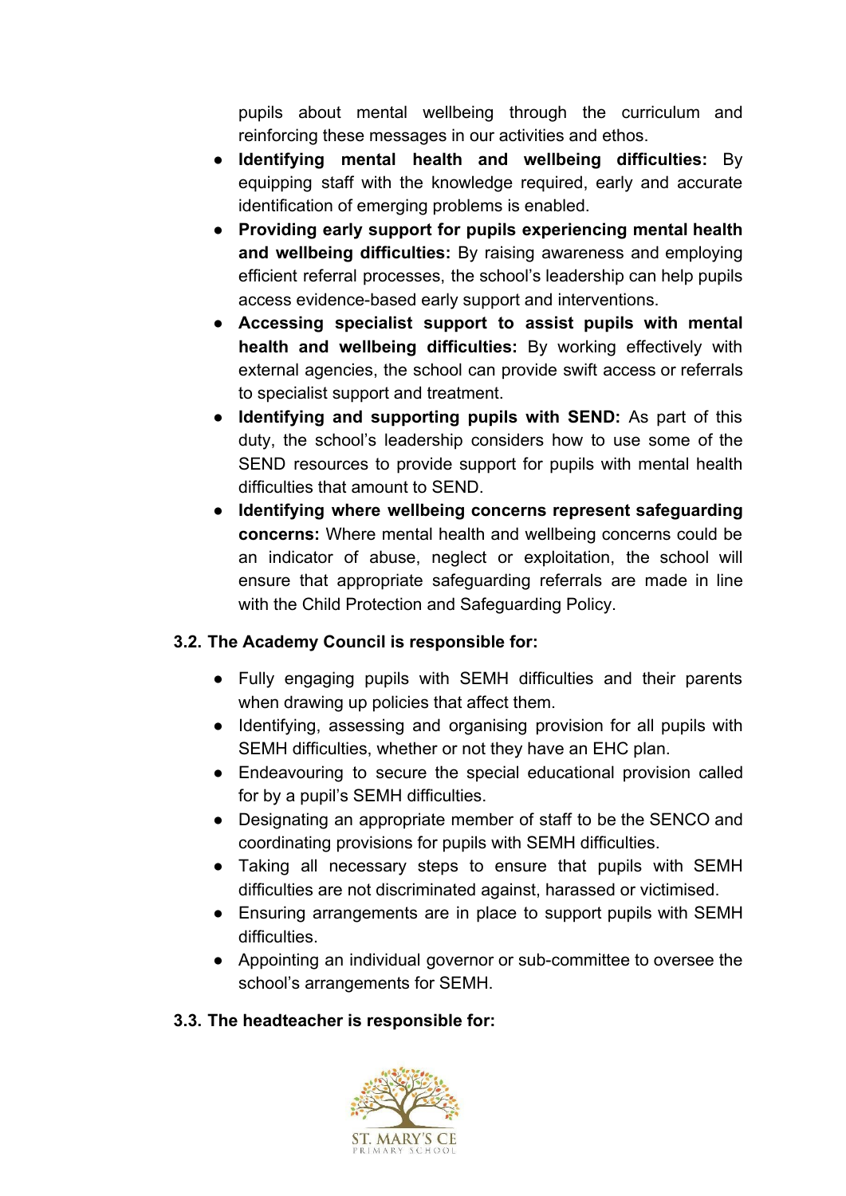pupils about mental wellbeing through the curriculum and reinforcing these messages in our activities and ethos.

- **Identifying mental health and wellbeing difficulties:** By equipping staff with the knowledge required, early and accurate identification of emerging problems is enabled.
- **Providing early support for pupils experiencing mental health and wellbeing difficulties:** By raising awareness and employing efficient referral processes, the school's leadership can help pupils access evidence-based early support and interventions.
- **Accessing specialist support to assist pupils with mental health and wellbeing difficulties:** By working effectively with external agencies, the school can provide swift access or referrals to specialist support and treatment.
- **Identifying and supporting pupils with SEND:** As part of this duty, the school's leadership considers how to use some of the SEND resources to provide support for pupils with mental health difficulties that amount to SEND.
- **Identifying where wellbeing concerns represent safeguarding concerns:** Where mental health and wellbeing concerns could be an indicator of abuse, neglect or exploitation, the school will ensure that appropriate safeguarding referrals are made in line with the Child Protection and Safeguarding Policy.

**3.2. The Academy Council is responsible for:**

- Fully engaging pupils with SEMH difficulties and their parents when drawing up policies that affect them.
- Identifying, assessing and organising provision for all pupils with SEMH difficulties, whether or not they have an EHC plan.
- Endeavouring to secure the special educational provision called for by a pupil's SEMH difficulties.
- Designating an appropriate member of staff to be the SENCO and coordinating provisions for pupils with SEMH difficulties.
- Taking all necessary steps to ensure that pupils with SEMH difficulties are not discriminated against, harassed or victimised.
- Ensuring arrangements are in place to support pupils with SEMH difficulties.
- Appointing an individual governor or sub-committee to oversee the school's arrangements for SEMH.

**3.3. The headteacher is responsible for:**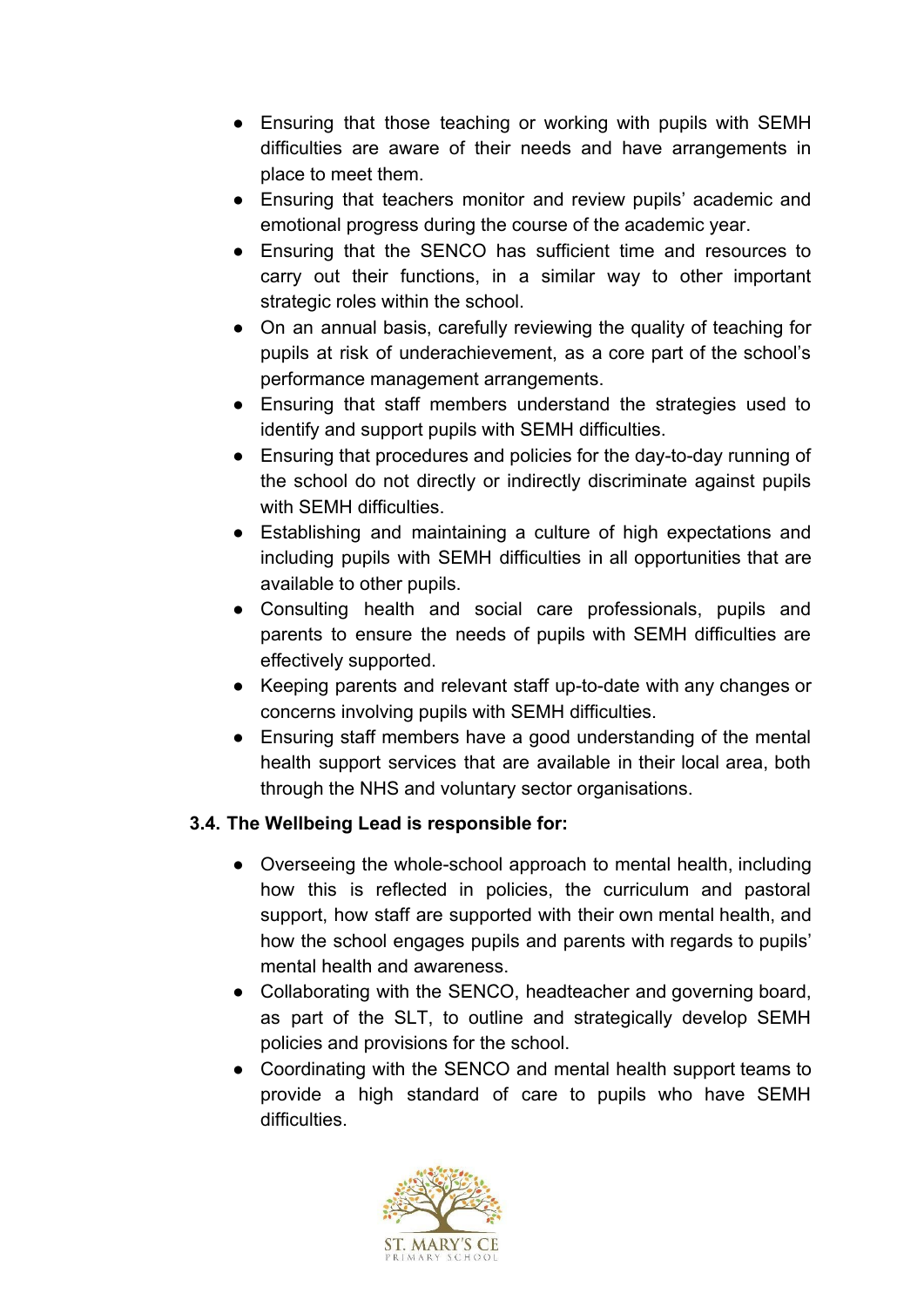- Ensuring that those teaching or working with pupils with SEMH difficulties are aware of their needs and have arrangements in place to meet them.
- Ensuring that teachers monitor and review pupils' academic and emotional progress during the course of the academic year.
- Ensuring that the SENCO has sufficient time and resources to carry out their functions, in a similar way to other important strategic roles within the school.
- On an annual basis, carefully reviewing the quality of teaching for pupils at risk of underachievement, as a core part of the school's performance management arrangements.
- Ensuring that staff members understand the strategies used to identify and support pupils with SEMH difficulties.
- Ensuring that procedures and policies for the day-to-day running of the school do not directly or indirectly discriminate against pupils with SEMH difficulties.
- Establishing and maintaining a culture of high expectations and including pupils with SEMH difficulties in all opportunities that are available to other pupils.
- Consulting health and social care professionals, pupils and parents to ensure the needs of pupils with SEMH difficulties are effectively supported.
- Keeping parents and relevant staff up-to-date with any changes or concerns involving pupils with SEMH difficulties.
- Ensuring staff members have a good understanding of the mental health support services that are available in their local area, both through the NHS and voluntary sector organisations.

**3.4. The Wellbeing Lead is responsible for:**

- Overseeing the whole-school approach to mental health, including how this is reflected in policies, the curriculum and pastoral support, how staff are supported with their own mental health, and how the school engages pupils and parents with regards to pupils' mental health and awareness.
- Collaborating with the SENCO, headteacher and governing board, as part of the SLT, to outline and strategically develop SEMH policies and provisions for the school.
- Coordinating with the SENCO and mental health support teams to provide a high standard of care to pupils who have SEMH difficulties.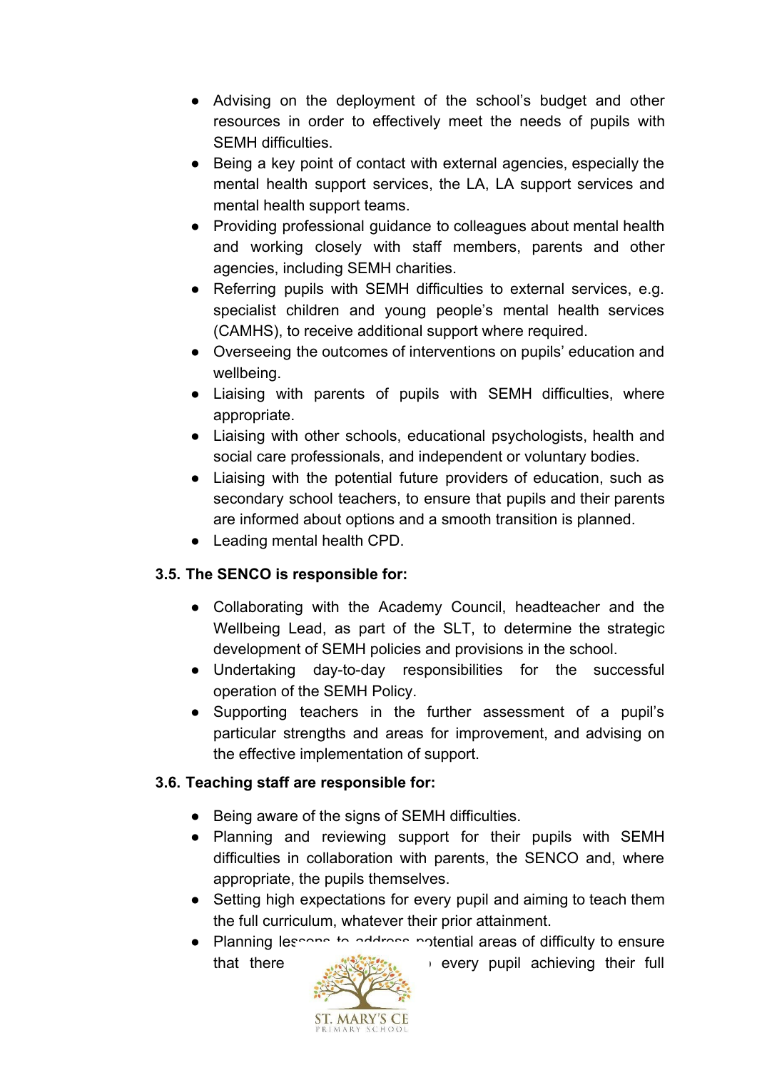- Advising on the deployment of the school's budget and other resources in order to effectively meet the needs of pupils with SEMH difficulties.
- Being a key point of contact with external agencies, especially the mental health support services, the LA, LA support services and mental health support teams.
- Providing professional guidance to colleagues about mental health and working closely with staff members, parents and other agencies, including SEMH charities.
- Referring pupils with SEMH difficulties to external services, e.g. specialist children and young people's mental health services (CAMHS), to receive additional support where required.
- Overseeing the outcomes of interventions on pupils' education and wellbeing.
- Liaising with parents of pupils with SEMH difficulties, where appropriate.
- Liaising with other schools, educational psychologists, health and social care professionals, and independent or voluntary bodies.
- Liaising with the potential future providers of education, such as secondary school teachers, to ensure that pupils and their parents are informed about options and a smooth transition is planned.
- Leading mental health CPD.

### 3.5. The SENCO is responsible for:

- Collaborating with the Academy Council, headteacher and the Wellbeing Lead, as part of the SLT, to determine the strategic development of SEMH policies and provisions in the school.
- Undertaking day-to-day responsibilities for the successful operation of the SEMH Policy.
- Supporting teachers in the further assessment of a pupil's particular strengths and areas for improvement, and advising on the effective implementation of support.

### 3.6. Teaching staff are responsible for:

- Being aware of the signs of SEMH difficulties.
- Planning and reviewing support for their pupils with SEMH difficulties in collaboration with parents, the SENCO and, where appropriate, the pupils themselves.
- Setting high expectations for every pupil and aiming to teach them the full curriculum, whatever their prior attainment.
- Planning lessons to address potential areas of difficulty to ensure that there ... every pupil achieving their full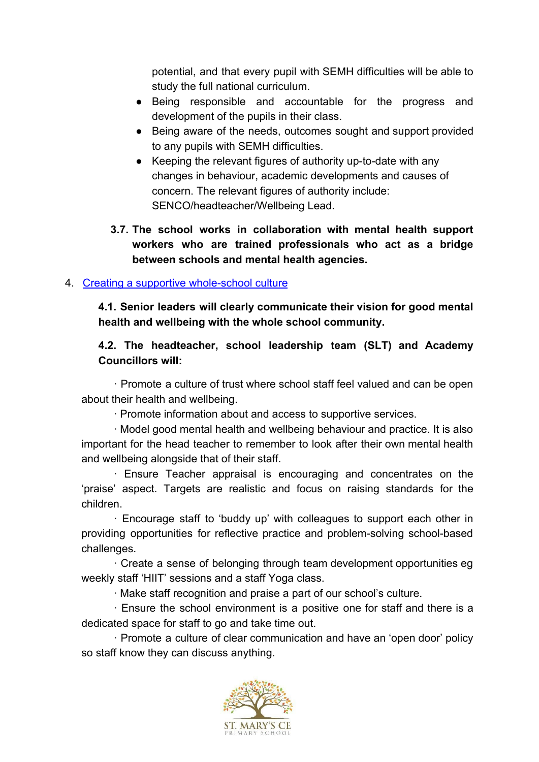potential, and that every pupil with SEMH difficulties will be able to study the full national curriculum.

- Being responsible and accountable for the progress and development of the pupils in their class.
- Being aware of the needs, outcomes sought and support provided to any pupils with SEMH difficulties.
- Keeping the relevant figures of authority up-to-date with any changes in behaviour, academic developments and causes of concern. The relevant figures of authority include: SENCO/headteacher/Wellbeing Lead.

**3.7. The school works in collaboration with mental health support workers who are trained professionals who act as a bridge between schools and mental health agencies.**

## 4. [Creating a supportive whole-school culture]

**4.1. Senior leaders will clearly communicate their vision for good mental health and wellbeing with the whole school community.**

**4.2. The headteacher, school leadership team (SLT) and Academy Councillors will:**

· Promote a culture of trust where school staff feel valued and can be open about their health and wellbeing.

· Promote information about and access to supportive services.

· Model good mental health and wellbeing behaviour and practice. It is also important for the head teacher to remember to look after their own mental health and wellbeing alongside that of their staff.

· Ensure Teacher appraisal is encouraging and concentrates on the 'praise' aspect. Targets are realistic and focus on raising standards for the children.

· Encourage staff to 'buddy up' with colleagues to support each other in providing opportunities for reflective practice and problem-solving school-based challenges.

· Create a sense of belonging through team development opportunities eg weekly staff 'HIIT' sessions and a staff Yoga class.

· Make staff recognition and praise a part of our school's culture.

· Ensure the school environment is a positive one for staff and there is a dedicated space for staff to go and take time out.

· Promote a culture of clear communication and have an 'open door' policy so staff know they can discuss anything.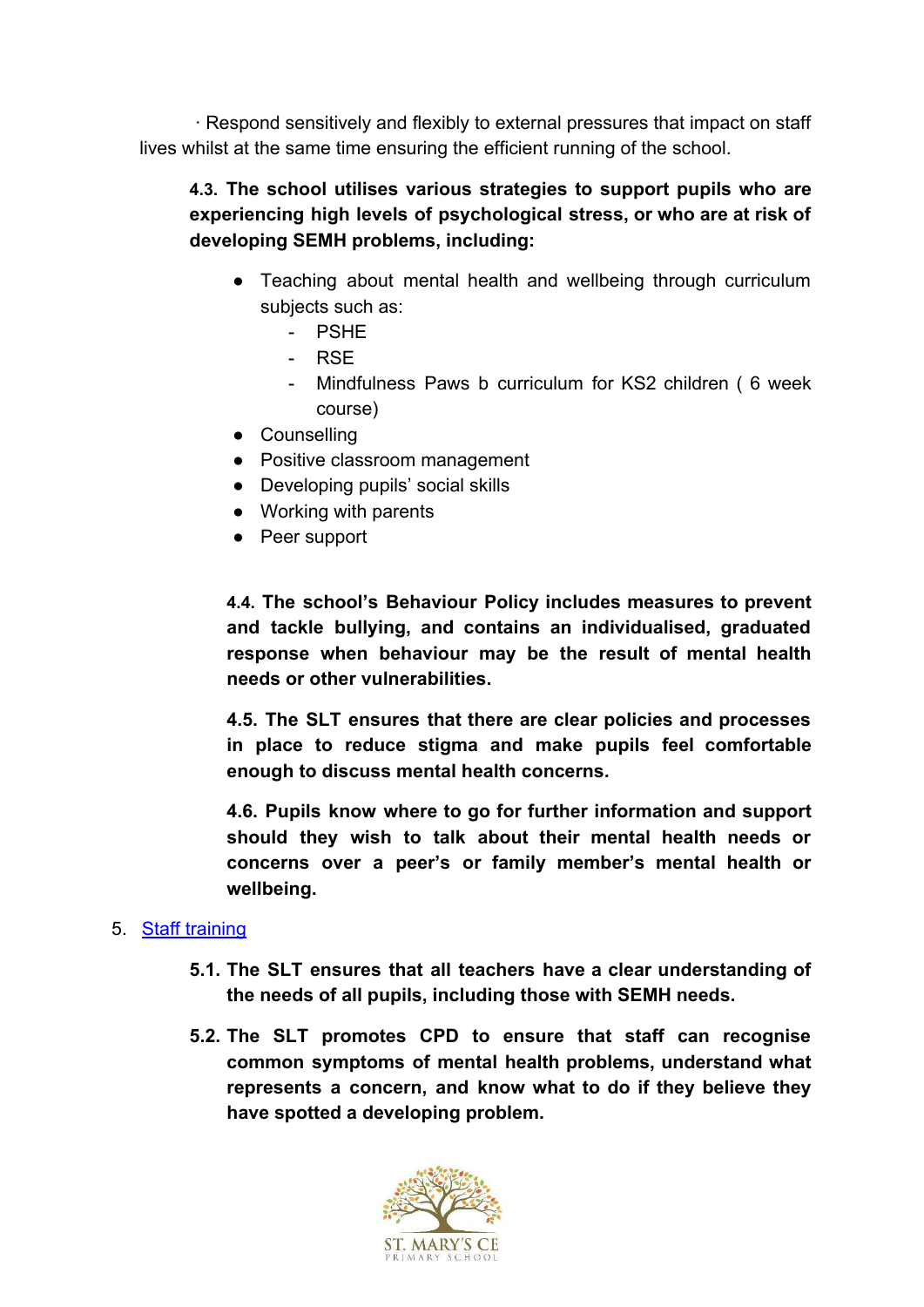· Respond sensitively and flexibly to external pressures that impact on staff lives whilst at the same time ensuring the efficient running of the school.

**4.3. The school utilises various strategies to support pupils who are experiencing high levels of psychological stress, or who are at risk of developing SEMH problems, including:**

- Teaching about mental health and wellbeing through curriculum subjects such as:
  - PSHE
  - RSE
  - Mindfulness Paws b curriculum for KS2 children ( 6 week course)
- Counselling
- Positive classroom management
- Developing pupils' social skills
- Working with parents
- Peer support

**4.4. The school's Behaviour Policy includes measures to prevent and tackle bullying, and contains an individualised, graduated response when behaviour may be the result of mental health needs or other vulnerabilities.**

**4.5. The SLT ensures that there are clear policies and processes in place to reduce stigma and make pupils feel comfortable enough to discuss mental health concerns.**

**4.6. Pupils know where to go for further information and support should they wish to talk about their mental health needs or concerns over a peer's or family member's mental health or wellbeing.**

## 5. Staff training

**5.1. The SLT ensures that all teachers have a clear understanding of the needs of all pupils, including those with SEMH needs.**

**5.2. The SLT promotes CPD to ensure that staff can recognise common symptoms of mental health problems, understand what represents a concern, and know what to do if they believe they have spotted a developing problem.**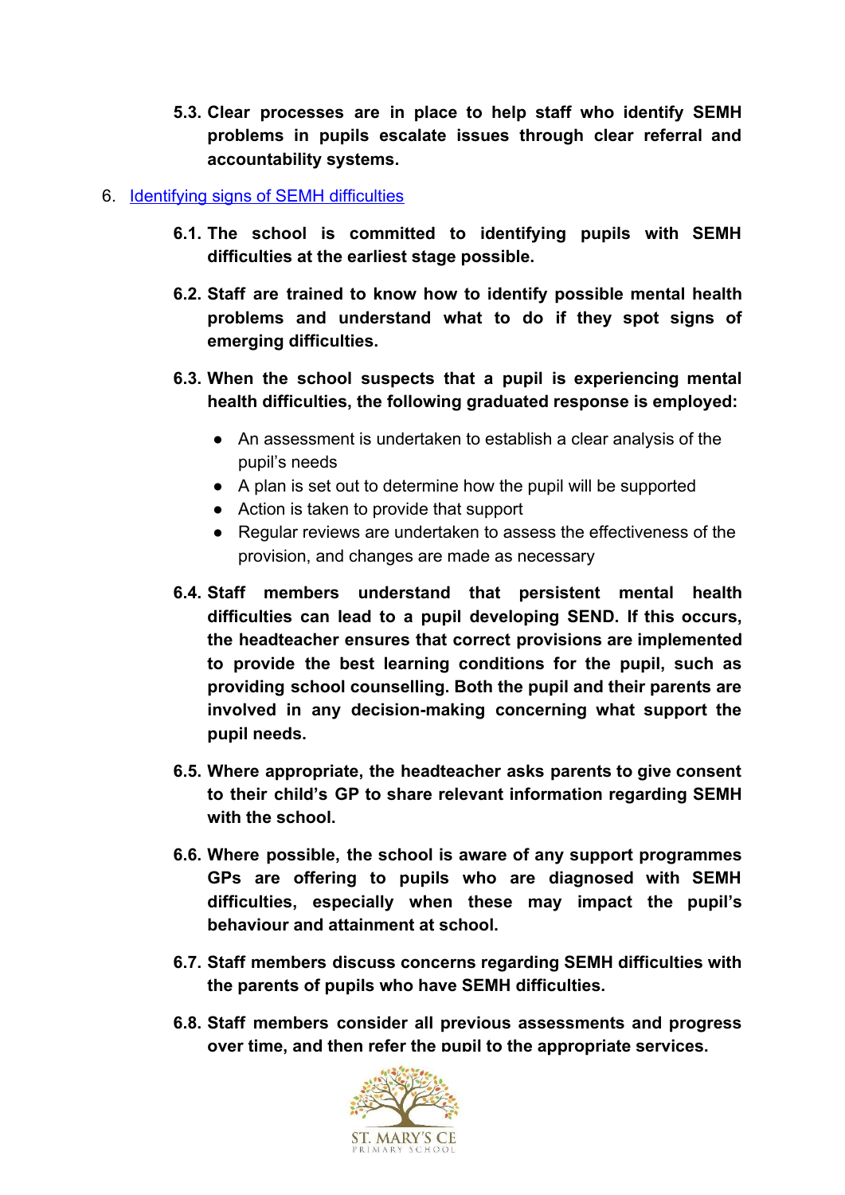**5.3. Clear processes are in place to help staff who identify SEMH problems in pupils escalate issues through clear referral and accountability systems.**

## 6. Identifying signs of SEMH difficulties

**6.1. The school is committed to identifying pupils with SEMH difficulties at the earliest stage possible.**

**6.2. Staff are trained to know how to identify possible mental health problems and understand what to do if they spot signs of emerging difficulties.**

**6.3. When the school suspects that a pupil is experiencing mental health difficulties, the following graduated response is employed:**

- An assessment is undertaken to establish a clear analysis of the pupil's needs
- A plan is set out to determine how the pupil will be supported
- Action is taken to provide that support
- Regular reviews are undertaken to assess the effectiveness of the provision, and changes are made as necessary

**6.4. Staff members understand that persistent mental health difficulties can lead to a pupil developing SEND. If this occurs, the headteacher ensures that correct provisions are implemented to provide the best learning conditions for the pupil, such as providing school counselling. Both the pupil and their parents are involved in any decision-making concerning what support the pupil needs.**

**6.5. Where appropriate, the headteacher asks parents to give consent to their child's GP to share relevant information regarding SEMH with the school.**

**6.6. Where possible, the school is aware of any support programmes GPs are offering to pupils who are diagnosed with SEMH difficulties, especially when these may impact the pupil's behaviour and attainment at school.**

**6.7. Staff members discuss concerns regarding SEMH difficulties with the parents of pupils who have SEMH difficulties.**

**6.8. Staff members consider all previous assessments and progress over time, and then refer the pupil to the appropriate services.**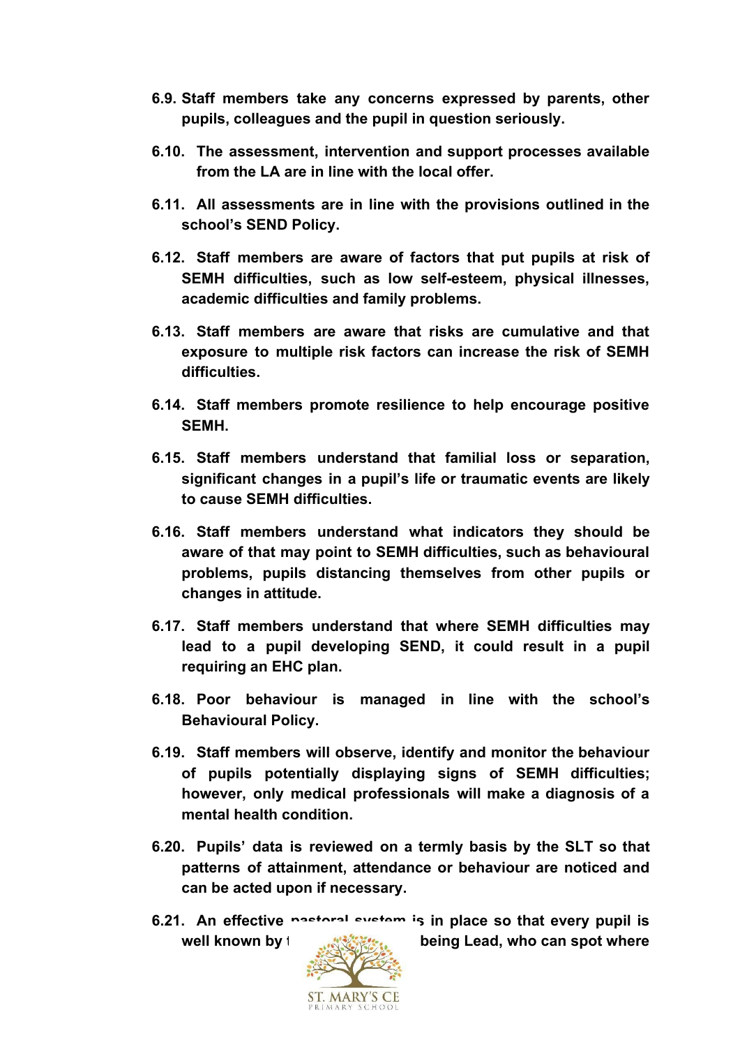**6.9. Staff members take any concerns expressed by parents, other pupils, colleagues and the pupil in question seriously.**

**6.10. The assessment, intervention and support processes available from the LA are in line with the local offer.**

**6.11. All assessments are in line with the provisions outlined in the school's SEND Policy.**

**6.12. Staff members are aware of factors that put pupils at risk of SEMH difficulties, such as low self-esteem, physical illnesses, academic difficulties and family problems.**

**6.13. Staff members are aware that risks are cumulative and that exposure to multiple risk factors can increase the risk of SEMH difficulties.**

**6.14. Staff members promote resilience to help encourage positive SEMH.**

**6.15. Staff members understand that familial loss or separation, significant changes in a pupil's life or traumatic events are likely to cause SEMH difficulties.**

**6.16. Staff members understand what indicators they should be aware of that may point to SEMH difficulties, such as behavioural problems, pupils distancing themselves from other pupils or changes in attitude.**

**6.17. Staff members understand that where SEMH difficulties may lead to a pupil developing SEND, it could result in a pupil requiring an EHC plan.**

**6.18. Poor behaviour is managed in line with the school's Behavioural Policy.**

**6.19. Staff members will observe, identify and monitor the behaviour of pupils potentially displaying signs of SEMH difficulties; however, only medical professionals will make a diagnosis of a mental health condition.**

**6.20. Pupils' data is reviewed on a termly basis by the SLT so that patterns of attainment, attendance or behaviour are noticed and can be acted upon if necessary.**

**6.21. An effective pastoral system is in place so that every pupil is well known by t... being Lead, who can spot where**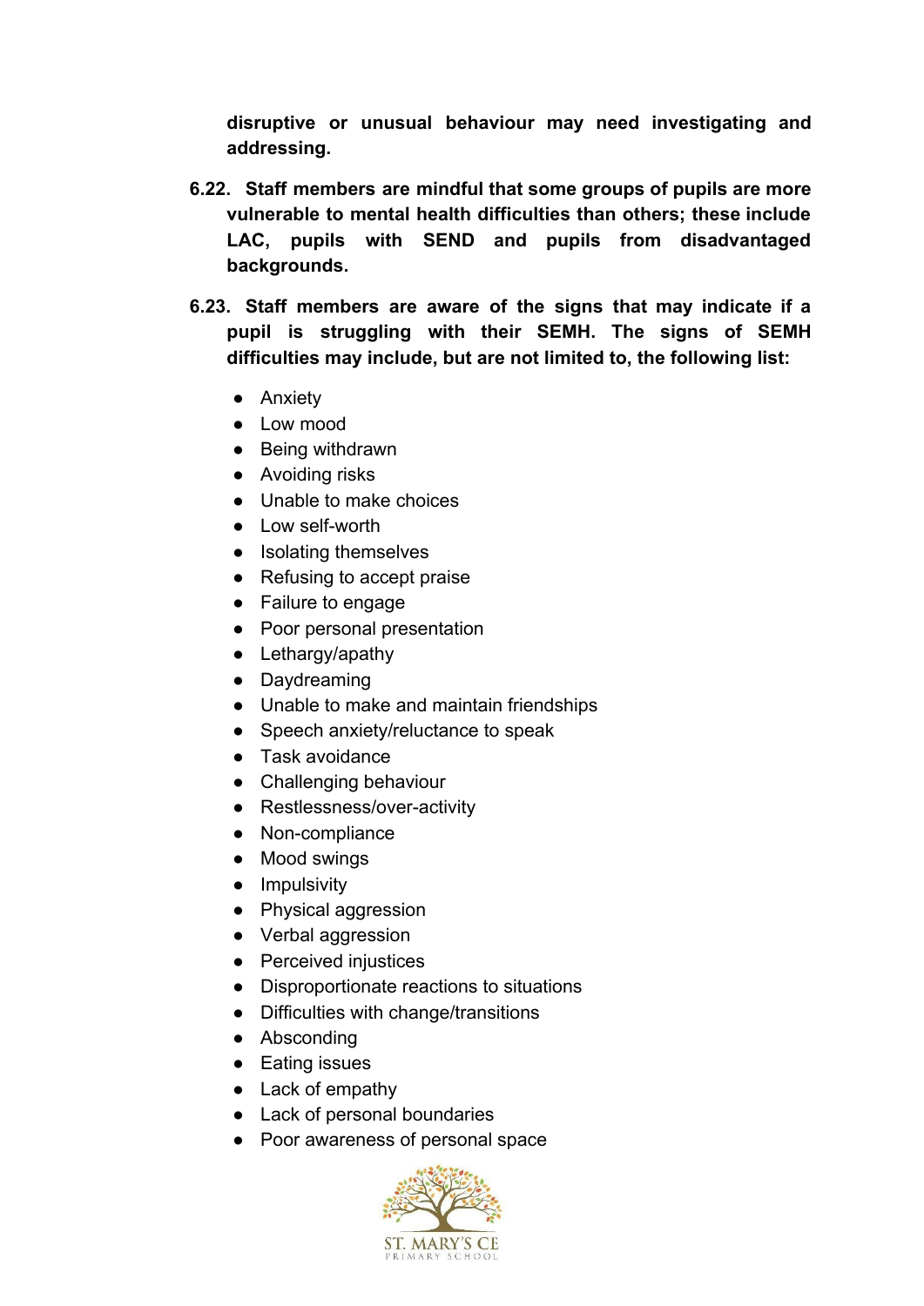**disruptive or unusual behaviour may need investigating and addressing.**

**6.22. Staff members are mindful that some groups of pupils are more vulnerable to mental health difficulties than others; these include LAC, pupils with SEND and pupils from disadvantaged backgrounds.**

**6.23. Staff members are aware of the signs that may indicate if a pupil is struggling with their SEMH. The signs of SEMH difficulties may include, but are not limited to, the following list:**

- Anxiety
- Low mood
- Being withdrawn
- Avoiding risks
- Unable to make choices
- Low self-worth
- Isolating themselves
- Refusing to accept praise
- Failure to engage
- Poor personal presentation
- Lethargy/apathy
- Daydreaming
- Unable to make and maintain friendships
- Speech anxiety/reluctance to speak
- Task avoidance
- Challenging behaviour
- Restlessness/over-activity
- Non-compliance
- Mood swings
- Impulsivity
- Physical aggression
- Verbal aggression
- Perceived injustices
- Disproportionate reactions to situations
- Difficulties with change/transitions
- Absconding
- Eating issues
- Lack of empathy
- Lack of personal boundaries
- Poor awareness of personal space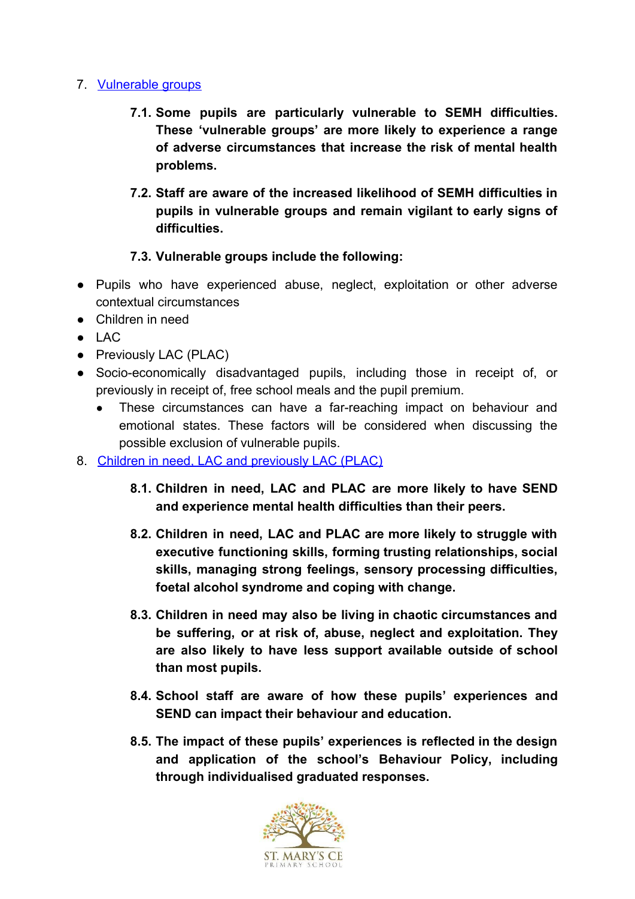7. Vulnerable groups

   **7.1. Some pupils are particularly vulnerable to SEMH difficulties. These 'vulnerable groups' are more likely to experience a range of adverse circumstances that increase the risk of mental health problems.**

   **7.2. Staff are aware of the increased likelihood of SEMH difficulties in pupils in vulnerable groups and remain vigilant to early signs of difficulties.**

   **7.3. Vulnerable groups include the following:**

- Pupils who have experienced abuse, neglect, exploitation or other adverse contextual circumstances
- Children in need
- LAC
- Previously LAC (PLAC)
- Socio-economically disadvantaged pupils, including those in receipt of, or previously in receipt of, free school meals and the pupil premium.
  - These circumstances can have a far-reaching impact on behaviour and emotional states. These factors will be considered when discussing the possible exclusion of vulnerable pupils.

8. Children in need, LAC and previously LAC (PLAC)

   **8.1. Children in need, LAC and PLAC are more likely to have SEND and experience mental health difficulties than their peers.**

   **8.2. Children in need, LAC and PLAC are more likely to struggle with executive functioning skills, forming trusting relationships, social skills, managing strong feelings, sensory processing difficulties, foetal alcohol syndrome and coping with change.**

   **8.3. Children in need may also be living in chaotic circumstances and be suffering, or at risk of, abuse, neglect and exploitation. They are also likely to have less support available outside of school than most pupils.**

   **8.4. School staff are aware of how these pupils' experiences and SEND can impact their behaviour and education.**

   **8.5. The impact of these pupils' experiences is reflected in the design and application of the school's Behaviour Policy, including through individualised graduated responses.**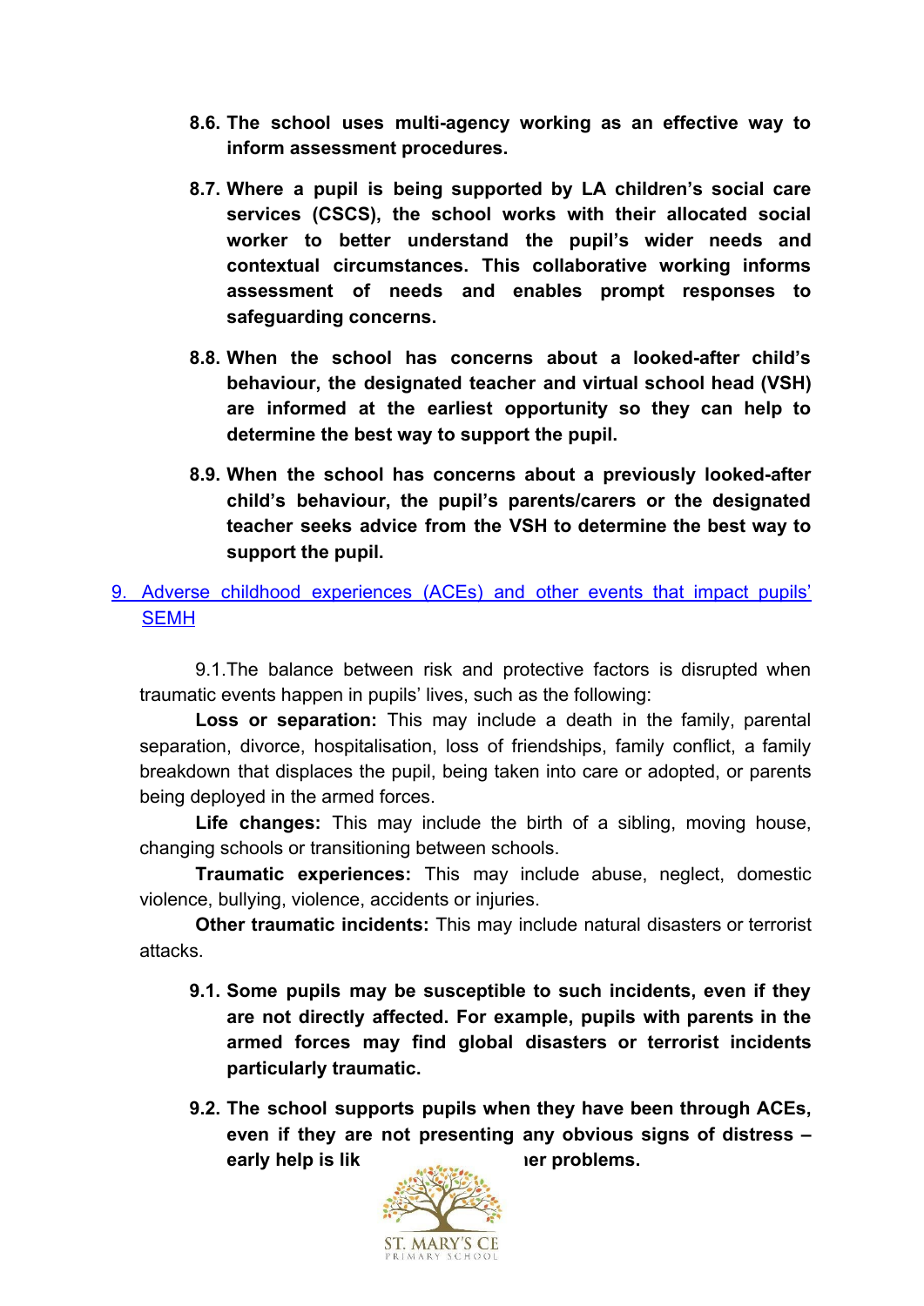**8.6. The school uses multi-agency working as an effective way to inform assessment procedures.**

**8.7. Where a pupil is being supported by LA children's social care services (CSCS), the school works with their allocated social worker to better understand the pupil's wider needs and contextual circumstances. This collaborative working informs assessment of needs and enables prompt responses to safeguarding concerns.**

**8.8. When the school has concerns about a looked-after child's behaviour, the designated teacher and virtual school head (VSH) are informed at the earliest opportunity so they can help to determine the best way to support the pupil.**

**8.9. When the school has concerns about a previously looked-after child's behaviour, the pupil's parents/carers or the designated teacher seeks advice from the VSH to determine the best way to support the pupil.**

## 9. Adverse childhood experiences (ACEs) and other events that impact pupils' SEMH

9.1.The balance between risk and protective factors is disrupted when traumatic events happen in pupils' lives, such as the following:

**Loss or separation:** This may include a death in the family, parental separation, divorce, hospitalisation, loss of friendships, family conflict, a family breakdown that displaces the pupil, being taken into care or adopted, or parents being deployed in the armed forces.

**Life changes:** This may include the birth of a sibling, moving house, changing schools or transitioning between schools.

**Traumatic experiences:** This may include abuse, neglect, domestic violence, bullying, violence, accidents or injuries.

**Other traumatic incidents:** This may include natural disasters or terrorist attacks.

**9.1. Some pupils may be susceptible to such incidents, even if they are not directly affected. For example, pupils with parents in the armed forces may find global disasters or terrorist incidents particularly traumatic.**

**9.2. The school supports pupils when they have been through ACEs, even if they are not presenting any obvious signs of distress – early help is lik ıer problems.**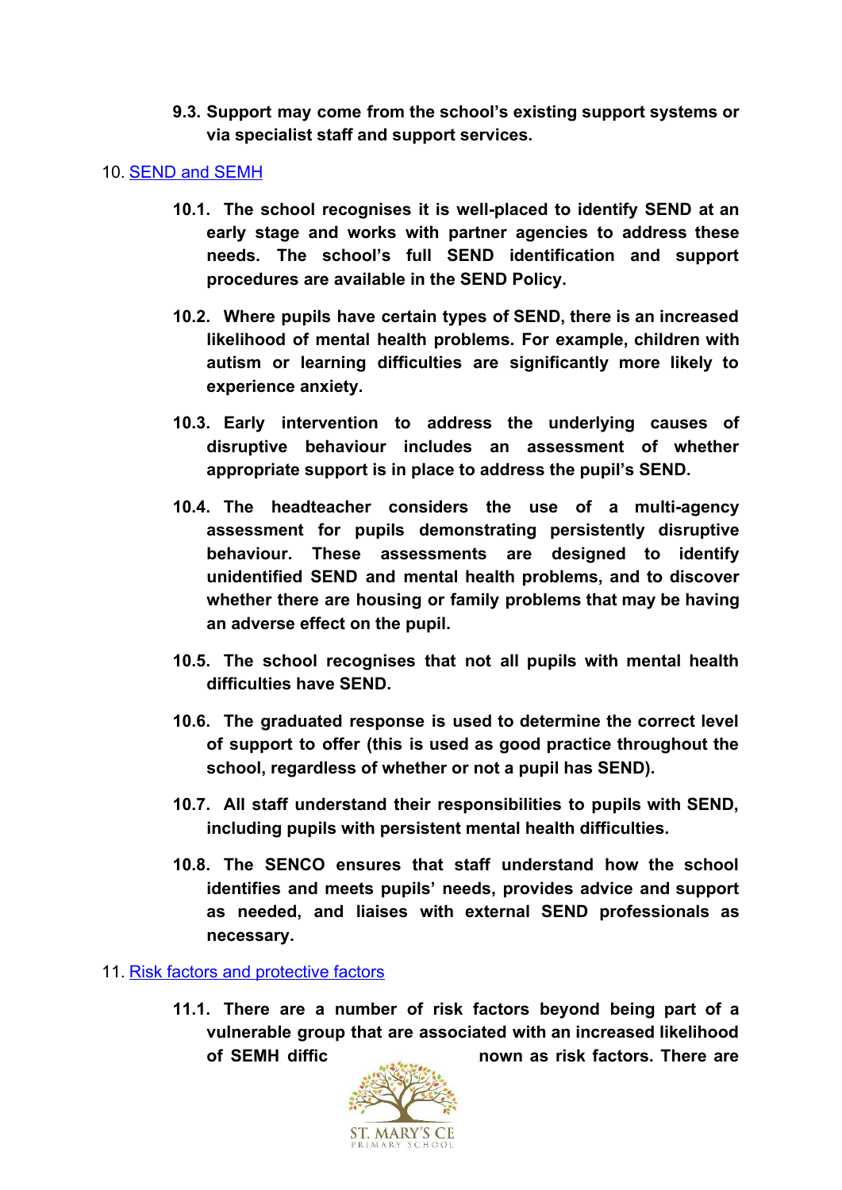**9.3. Support may come from the school's existing support systems or via specialist staff and support services.**

10. [SEND and SEMH]()

**10.1. The school recognises it is well-placed to identify SEND at an early stage and works with partner agencies to address these needs. The school's full SEND identification and support procedures are available in the SEND Policy.**

**10.2. Where pupils have certain types of SEND, there is an increased likelihood of mental health problems. For example, children with autism or learning difficulties are significantly more likely to experience anxiety.**

**10.3. Early intervention to address the underlying causes of disruptive behaviour includes an assessment of whether appropriate support is in place to address the pupil's SEND.**

**10.4. The headteacher considers the use of a multi-agency assessment for pupils demonstrating persistently disruptive behaviour. These assessments are designed to identify unidentified SEND and mental health problems, and to discover whether there are housing or family problems that may be having an adverse effect on the pupil.**

**10.5. The school recognises that not all pupils with mental health difficulties have SEND.**

**10.6. The graduated response is used to determine the correct level of support to offer (this is used as good practice throughout the school, regardless of whether or not a pupil has SEND).**

**10.7. All staff understand their responsibilities to pupils with SEND, including pupils with persistent mental health difficulties.**

**10.8. The SENCO ensures that staff understand how the school identifies and meets pupils' needs, provides advice and support as needed, and liaises with external SEND professionals as necessary.**

11. [Risk factors and protective factors]()

**11.1. There are a number of risk factors beyond being part of a vulnerable group that are associated with an increased likelihood of SEMH diffic nown as risk factors. There are**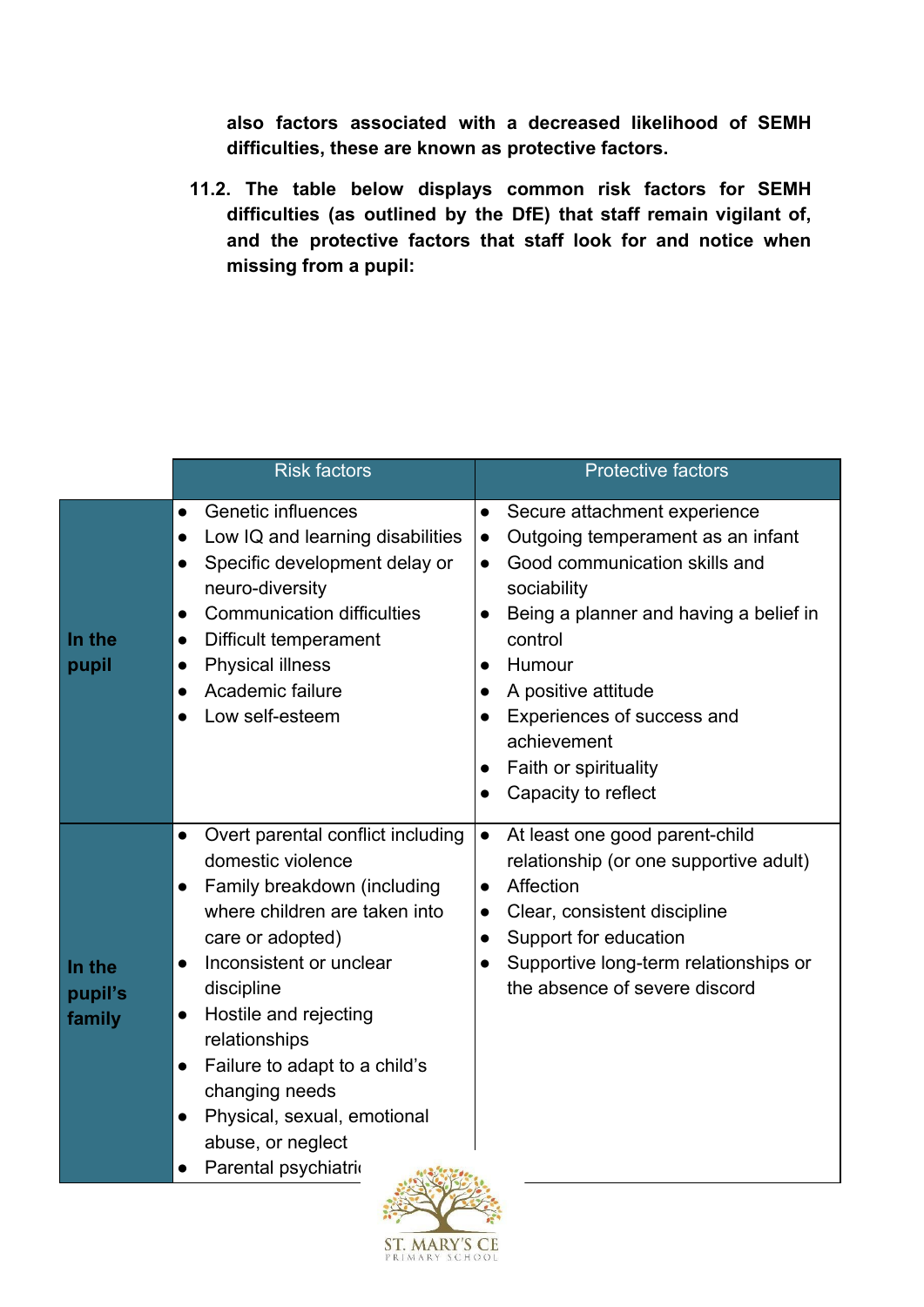**also factors associated with a decreased likelihood of SEMH difficulties, these are known as protective factors.**

**11.2. The table below displays common risk factors for SEMH difficulties (as outlined by the DfE) that staff remain vigilant of, and the protective factors that staff look for and notice when missing from a pupil:**

| | Risk factors | Protective factors |
|---|---|---|
| **In the pupil** | • Genetic influences<br>• Low IQ and learning disabilities<br>• Specific development delay or neuro-diversity<br>• Communication difficulties<br>• Difficult temperament<br>• Physical illness<br>• Academic failure<br>• Low self-esteem | • Secure attachment experience<br>• Outgoing temperament as an infant<br>• Good communication skills and sociability<br>• Being a planner and having a belief in control<br>• Humour<br>• A positive attitude<br>• Experiences of success and achievement<br>• Faith or spirituality<br>• Capacity to reflect |
| **In the pupil's family** | • Overt parental conflict including domestic violence<br>• Family breakdown (including where children are taken into care or adopted)<br>• Inconsistent or unclear discipline<br>• Hostile and rejecting relationships<br>• Failure to adapt to a child's changing needs<br>• Physical, sexual, emotional abuse, or neglect<br>• Parental psychiatri | • At least one good parent-child relationship (or one supportive adult)<br>• Affection<br>• Clear, consistent discipline<br>• Support for education<br>• Supportive long-term relationships or the absence of severe discord |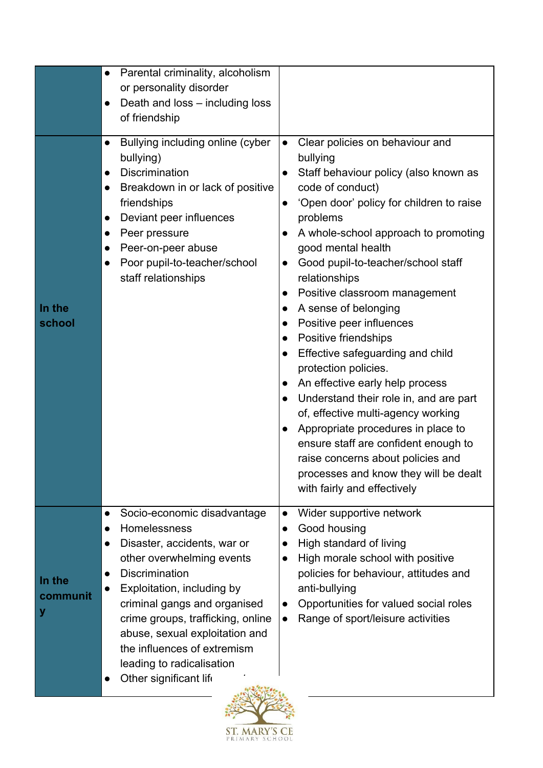| | | |
|---|---|---|
| | • Parental criminality, alcoholism or personality disorder<br>• Death and loss – including loss of friendship | |
| **In the school** | • Bullying including online (cyber bullying)<br>• Discrimination<br>• Breakdown in or lack of positive friendships<br>• Deviant peer influences<br>• Peer pressure<br>• Peer-on-peer abuse<br>• Poor pupil-to-teacher/school staff relationships | • Clear policies on behaviour and bullying<br>• Staff behaviour policy (also known as code of conduct)<br>• 'Open door' policy for children to raise problems<br>• A whole-school approach to promoting good mental health<br>• Good pupil-to-teacher/school staff relationships<br>• Positive classroom management<br>• A sense of belonging<br>• Positive peer influences<br>• Positive friendships<br>• Effective safeguarding and child protection policies.<br>• An effective early help process<br>• Understand their role in, and are part of, effective multi-agency working<br>• Appropriate procedures in place to ensure staff are confident enough to raise concerns about policies and processes and know they will be dealt with fairly and effectively |
| **In the community** | • Socio-economic disadvantage<br>• Homelessness<br>• Disaster, accidents, war or other overwhelming events<br>• Discrimination<br>• Exploitation, including by criminal gangs and organised crime groups, trafficking, online abuse, sexual exploitation and the influences of extremism leading to radicalisation<br>• Other significant lif | • Wider supportive network<br>• Good housing<br>• High standard of living<br>• High morale school with positive policies for behaviour, attitudes and anti-bullying<br>• Opportunities for valued social roles<br>• Range of sport/leisure activities |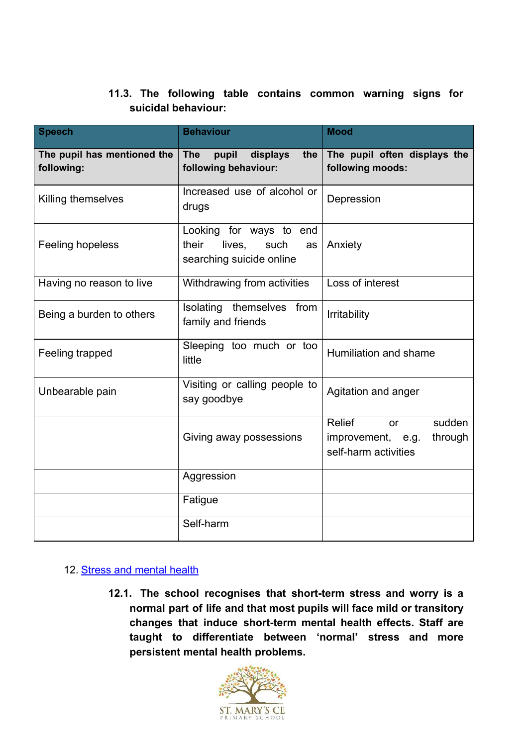**11.3. The following table contains common warning signs for suicidal behaviour:**

| Speech | Behaviour | Mood |
|---|---|---|
| **The pupil has mentioned the following:** | **The pupil displays the following behaviour:** | **The pupil often displays the following moods:** |
| Killing themselves | Increased use of alcohol or drugs | Depression |
| Feeling hopeless | Looking for ways to end their lives, such as searching suicide online | Anxiety |
| Having no reason to live | Withdrawing from activities | Loss of interest |
| Being a burden to others | Isolating themselves from family and friends | Irritability |
| Feeling trapped | Sleeping too much or too little | Humiliation and shame |
| Unbearable pain | Visiting or calling people to say goodbye | Agitation and anger |
| | Giving away possessions | Relief or sudden improvement, e.g. through self-harm activities |
| | Aggression | |
| | Fatigue | |
| | Self-harm | |

12. Stress and mental health

**12.1. The school recognises that short-term stress and worry is a normal part of life and that most pupils will face mild or transitory changes that induce short-term mental health effects. Staff are taught to differentiate between 'normal' stress and more persistent mental health problems.**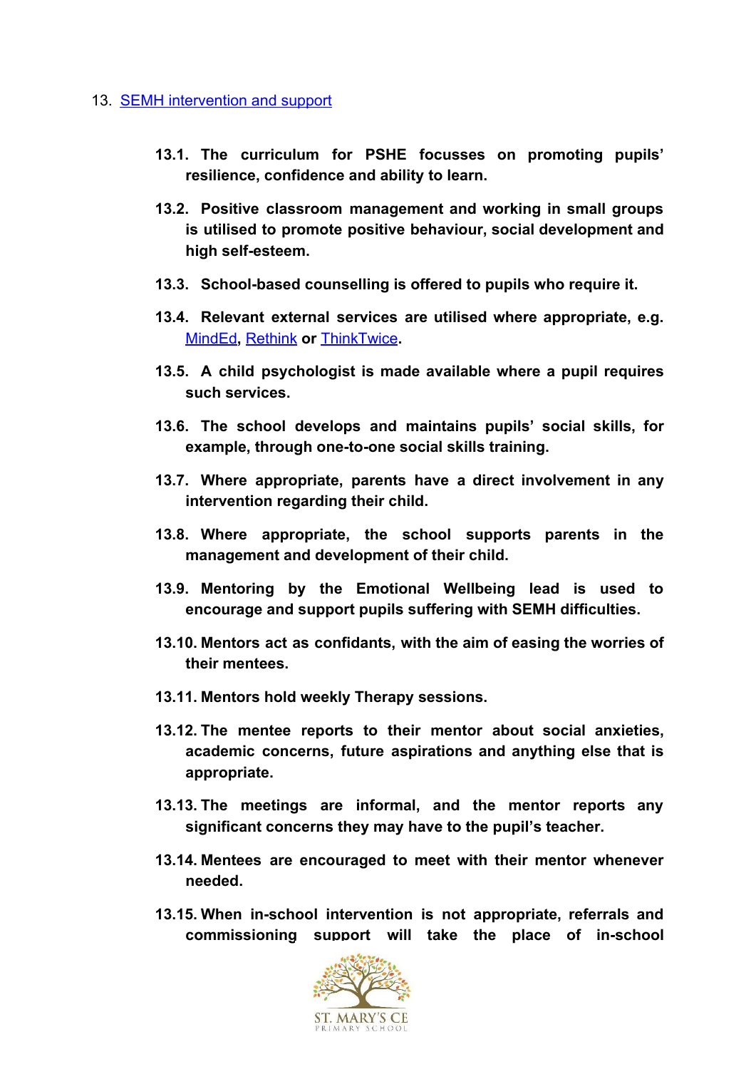## 13. SEMH intervention and support

**13.1. The curriculum for PSHE focusses on promoting pupils' resilience, confidence and ability to learn.**

**13.2. Positive classroom management and working in small groups is utilised to promote positive behaviour, social development and high self-esteem.**

**13.3. School-based counselling is offered to pupils who require it.**

**13.4. Relevant external services are utilised where appropriate, e.g. MindEd, Rethink or ThinkTwice.**

**13.5. A child psychologist is made available where a pupil requires such services.**

**13.6. The school develops and maintains pupils' social skills, for example, through one-to-one social skills training.**

**13.7. Where appropriate, parents have a direct involvement in any intervention regarding their child.**

**13.8. Where appropriate, the school supports parents in the management and development of their child.**

**13.9. Mentoring by the Emotional Wellbeing lead is used to encourage and support pupils suffering with SEMH difficulties.**

**13.10. Mentors act as confidants, with the aim of easing the worries of their mentees.**

**13.11. Mentors hold weekly Therapy sessions.**

**13.12. The mentee reports to their mentor about social anxieties, academic concerns, future aspirations and anything else that is appropriate.**

**13.13. The meetings are informal, and the mentor reports any significant concerns they may have to the pupil's teacher.**

**13.14. Mentees are encouraged to meet with their mentor whenever needed.**

**13.15. When in-school intervention is not appropriate, referrals and commissioning support will take the place of in-school**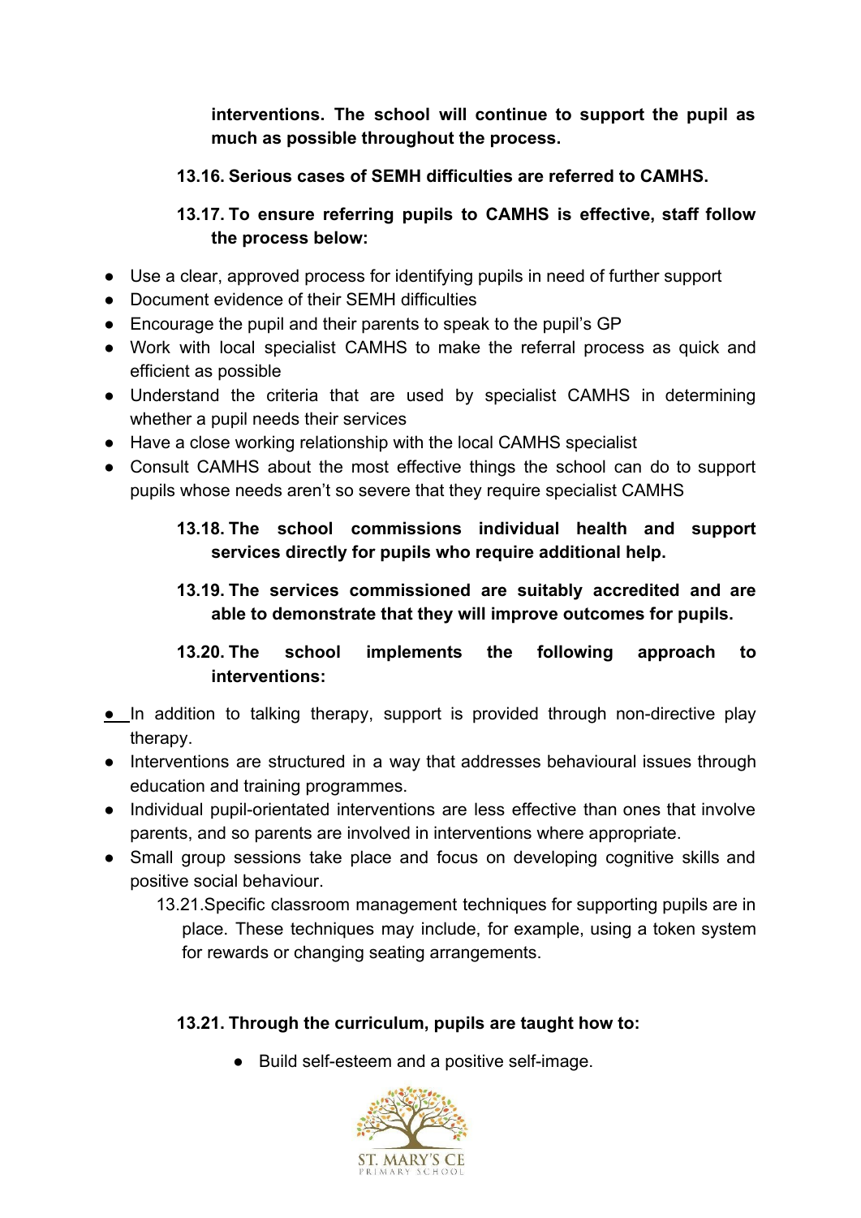**interventions. The school will continue to support the pupil as much as possible throughout the process.**

**13.16. Serious cases of SEMH difficulties are referred to CAMHS.**

**13.17. To ensure referring pupils to CAMHS is effective, staff follow the process below:**

- Use a clear, approved process for identifying pupils in need of further support
- Document evidence of their SEMH difficulties
- Encourage the pupil and their parents to speak to the pupil's GP
- Work with local specialist CAMHS to make the referral process as quick and efficient as possible
- Understand the criteria that are used by specialist CAMHS in determining whether a pupil needs their services
- Have a close working relationship with the local CAMHS specialist
- Consult CAMHS about the most effective things the school can do to support pupils whose needs aren't so severe that they require specialist CAMHS

**13.18. The school commissions individual health and support services directly for pupils who require additional help.**

**13.19. The services commissioned are suitably accredited and are able to demonstrate that they will improve outcomes for pupils.**

**13.20. The school implements the following approach to interventions:**

- In addition to talking therapy, support is provided through non-directive play therapy.
- Interventions are structured in a way that addresses behavioural issues through education and training programmes.
- Individual pupil-orientated interventions are less effective than ones that involve parents, and so parents are involved in interventions where appropriate.
- Small group sessions take place and focus on developing cognitive skills and positive social behaviour.

13.21. Specific classroom management techniques for supporting pupils are in place. These techniques may include, for example, using a token system for rewards or changing seating arrangements.

**13.21. Through the curriculum, pupils are taught how to:**

- Build self-esteem and a positive self-image.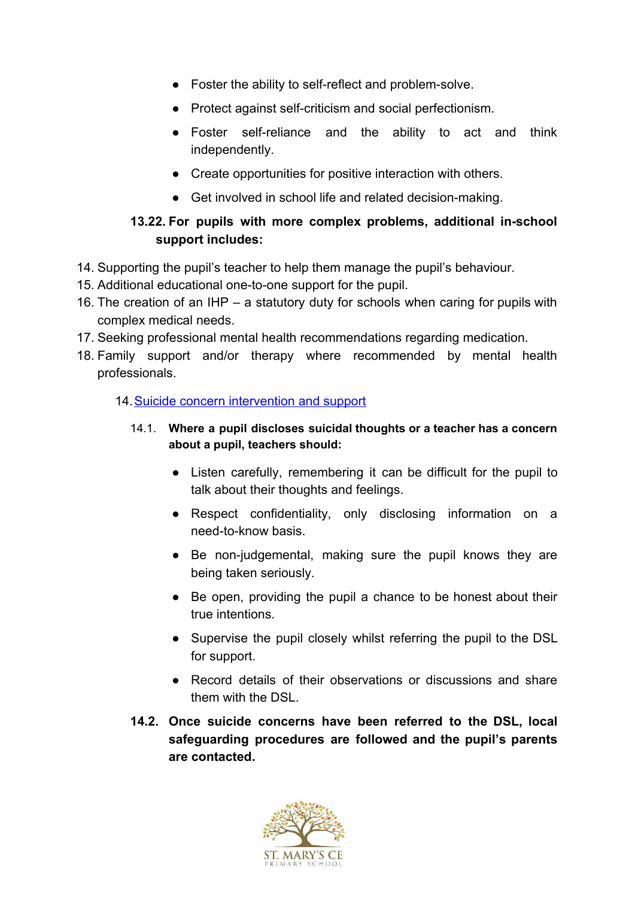- Foster the ability to self-reflect and problem-solve.
- Protect against self-criticism and social perfectionism.
- Foster self-reliance and the ability to act and think independently.
- Create opportunities for positive interaction with others.
- Get involved in school life and related decision-making.

**13.22. For pupils with more complex problems, additional in-school support includes:**

14. Supporting the pupil's teacher to help them manage the pupil's behaviour.
15. Additional educational one-to-one support for the pupil.
16. The creation of an IHP – a statutory duty for schools when caring for pupils with complex medical needs.
17. Seeking professional mental health recommendations regarding medication.
18. Family support and/or therapy where recommended by mental health professionals.

## 14. Suicide concern intervention and support

14.1. **Where a pupil discloses suicidal thoughts or a teacher has a concern about a pupil, teachers should:**

- Listen carefully, remembering it can be difficult for the pupil to talk about their thoughts and feelings.
- Respect confidentiality, only disclosing information on a need-to-know basis.
- Be non-judgemental, making sure the pupil knows they are being taken seriously.
- Be open, providing the pupil a chance to be honest about their true intentions.
- Supervise the pupil closely whilst referring the pupil to the DSL for support.
- Record details of their observations or discussions and share them with the DSL.

**14.2. Once suicide concerns have been referred to the DSL, local safeguarding procedures are followed and the pupil's parents are contacted.**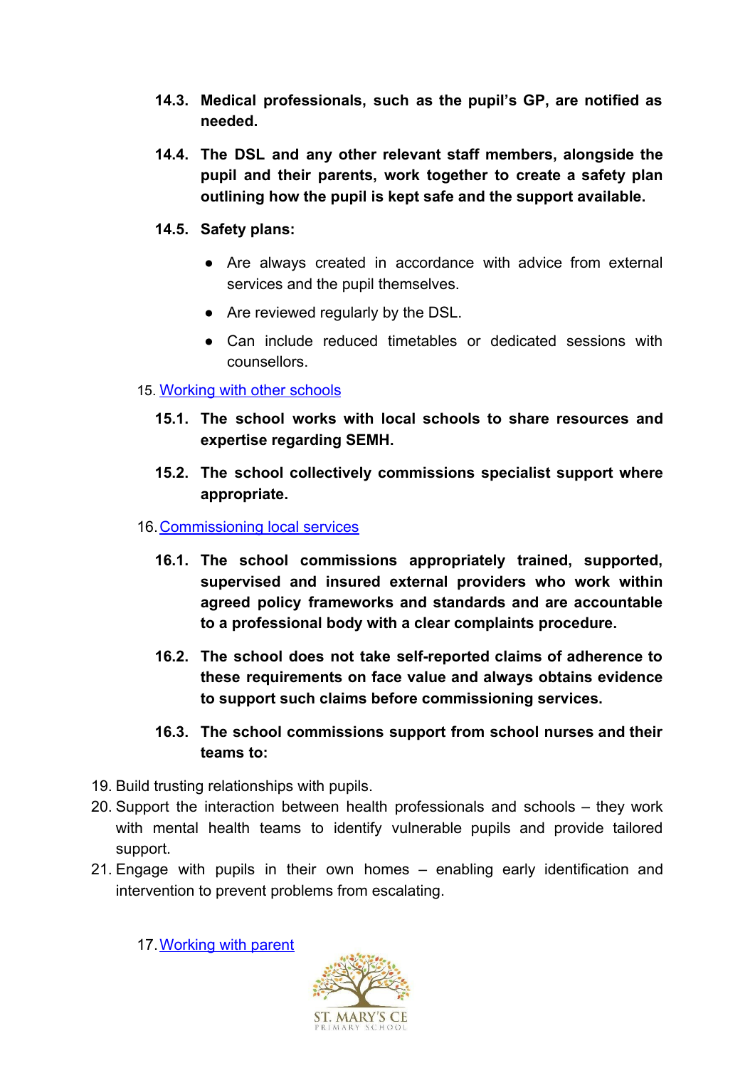**14.3. Medical professionals, such as the pupil's GP, are notified as needed.**

**14.4. The DSL and any other relevant staff members, alongside the pupil and their parents, work together to create a safety plan outlining how the pupil is kept safe and the support available.**

**14.5. Safety plans:**

- Are always created in accordance with advice from external services and the pupil themselves.
- Are reviewed regularly by the DSL.
- Can include reduced timetables or dedicated sessions with counsellors.

15. Working with other schools

**15.1. The school works with local schools to share resources and expertise regarding SEMH.**

**15.2. The school collectively commissions specialist support where appropriate.**

16. Commissioning local services

**16.1. The school commissions appropriately trained, supported, supervised and insured external providers who work within agreed policy frameworks and standards and are accountable to a professional body with a clear complaints procedure.**

**16.2. The school does not take self-reported claims of adherence to these requirements on face value and always obtains evidence to support such claims before commissioning services.**

**16.3. The school commissions support from school nurses and their teams to:**

19. Build trusting relationships with pupils.
20. Support the interaction between health professionals and schools – they work with mental health teams to identify vulnerable pupils and provide tailored support.
21. Engage with pupils in their own homes – enabling early identification and intervention to prevent problems from escalating.

17. Working with parent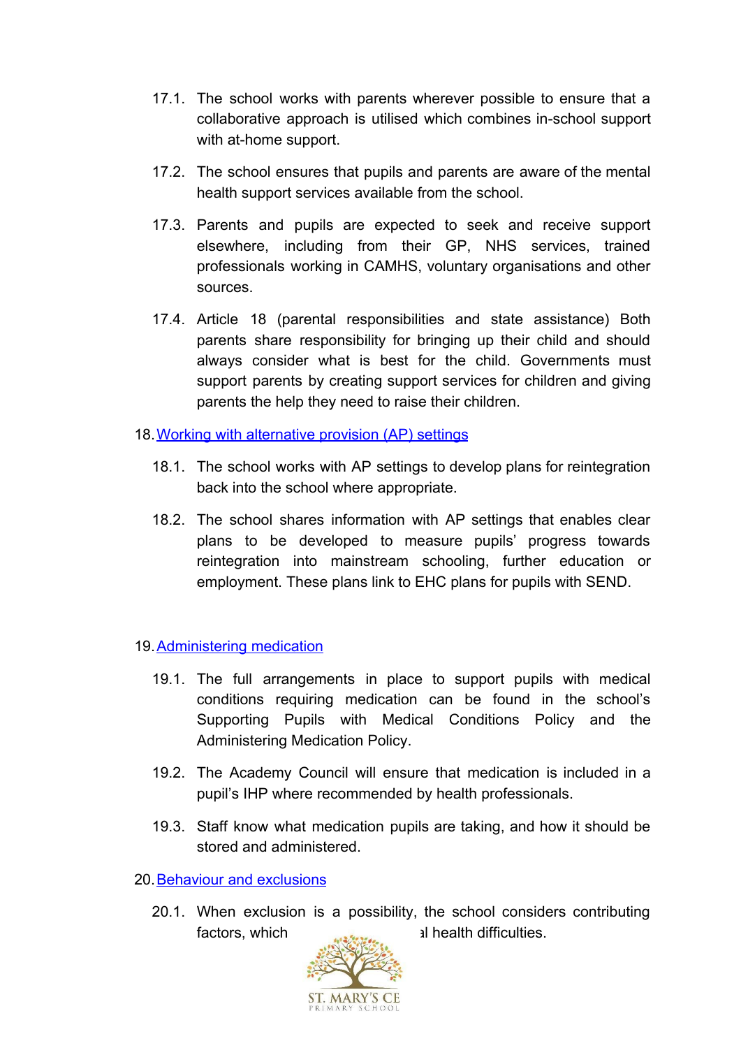17.1. The school works with parents wherever possible to ensure that a collaborative approach is utilised which combines in-school support with at-home support.

17.2. The school ensures that pupils and parents are aware of the mental health support services available from the school.

17.3. Parents and pupils are expected to seek and receive support elsewhere, including from their GP, NHS services, trained professionals working in CAMHS, voluntary organisations and other sources.

17.4. Article 18 (parental responsibilities and state assistance) Both parents share responsibility for bringing up their child and should always consider what is best for the child. Governments must support parents by creating support services for children and giving parents the help they need to raise their children.

18. Working with alternative provision (AP) settings

18.1. The school works with AP settings to develop plans for reintegration back into the school where appropriate.

18.2. The school shares information with AP settings that enables clear plans to be developed to measure pupils' progress towards reintegration into mainstream schooling, further education or employment. These plans link to EHC plans for pupils with SEND.

19. Administering medication

19.1. The full arrangements in place to support pupils with medical conditions requiring medication can be found in the school's Supporting Pupils with Medical Conditions Policy and the Administering Medication Policy.

19.2. The Academy Council will ensure that medication is included in a pupil's IHP where recommended by health professionals.

19.3. Staff know what medication pupils are taking, and how it should be stored and administered.

20. Behaviour and exclusions

20.1. When exclusion is a possibility, the school considers contributing factors, which ... al health difficulties.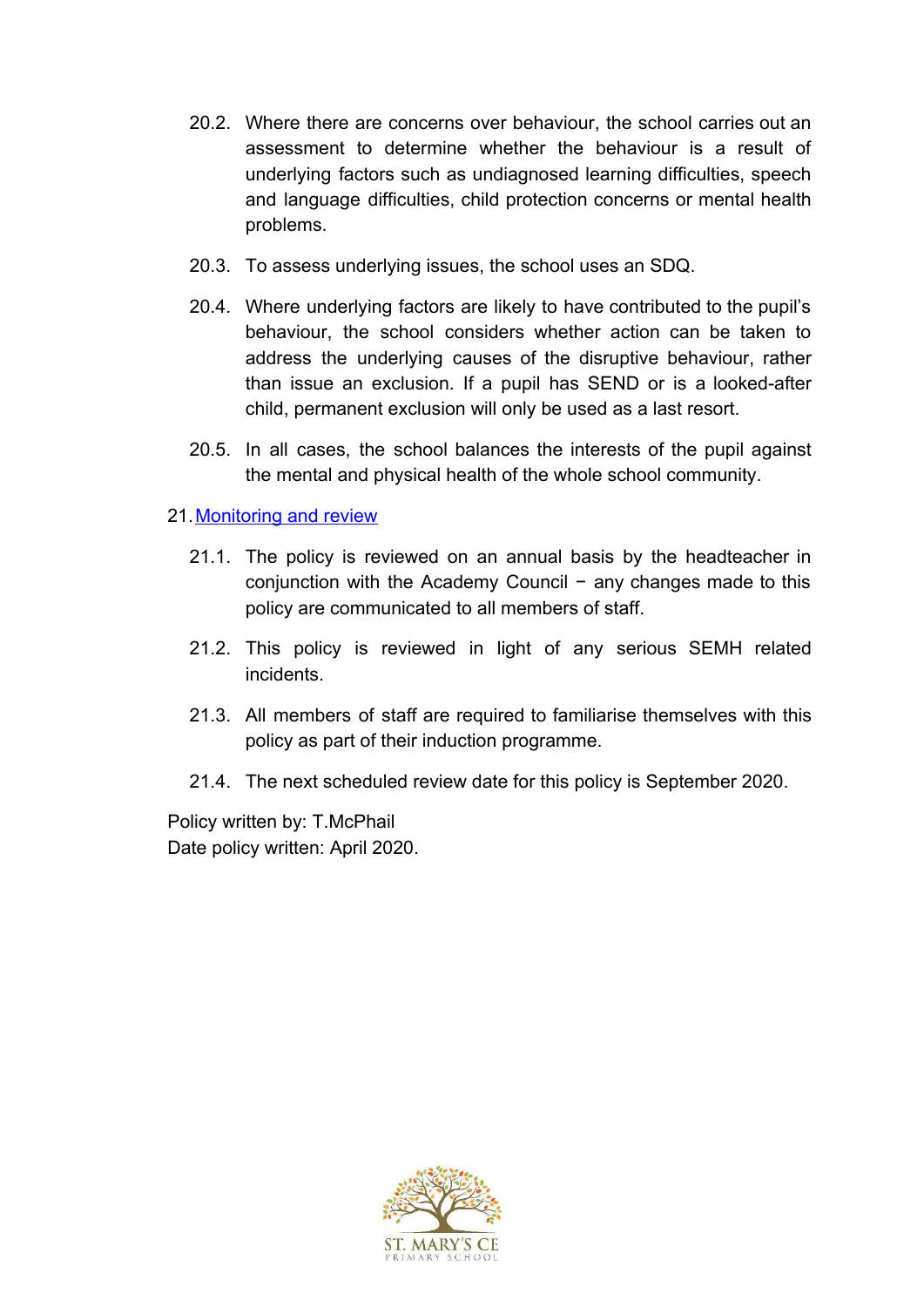20.2. Where there are concerns over behaviour, the school carries out an assessment to determine whether the behaviour is a result of underlying factors such as undiagnosed learning difficulties, speech and language difficulties, child protection concerns or mental health problems.

20.3. To assess underlying issues, the school uses an SDQ.

20.4. Where underlying factors are likely to have contributed to the pupil's behaviour, the school considers whether action can be taken to address the underlying causes of the disruptive behaviour, rather than issue an exclusion. If a pupil has SEND or is a looked-after child, permanent exclusion will only be used as a last resort.

20.5. In all cases, the school balances the interests of the pupil against the mental and physical health of the whole school community.

## 21. Monitoring and review

21.1. The policy is reviewed on an annual basis by the headteacher in conjunction with the Academy Council − any changes made to this policy are communicated to all members of staff.

21.2. This policy is reviewed in light of any serious SEMH related incidents.

21.3. All members of staff are required to familiarise themselves with this policy as part of their induction programme.

21.4. The next scheduled review date for this policy is September 2020.

Policy written by: T.McPhail
Date policy written: April 2020.